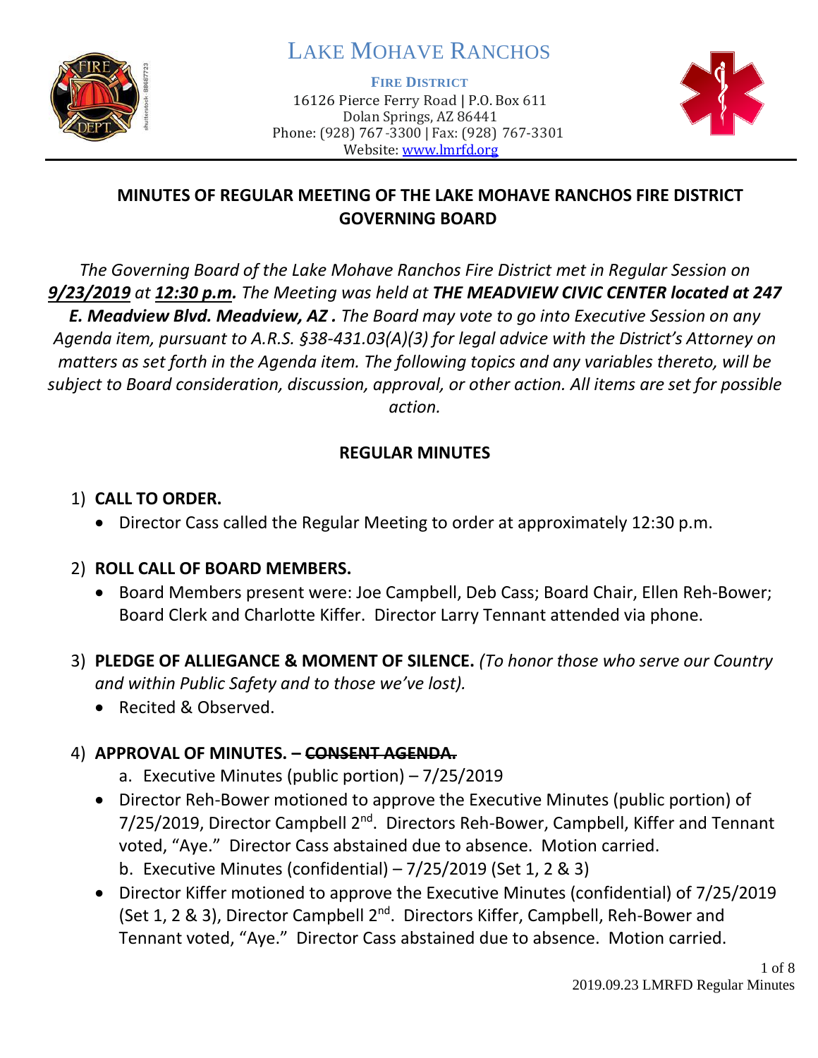# LAKE MOHAVE RANCHOS

**FIRE DISTRICT**

16126 Pierce Ferry Road | P.O. Box 611
Dolan Springs, AZ 86441
Phone: (928) 767-3300 | Fax: (928) 767-3301
Website: www.lmrfd.org

## MINUTES OF REGULAR MEETING OF THE LAKE MOHAVE RANCHOS FIRE DISTRICT GOVERNING BOARD

*The Governing Board of the Lake Mohave Ranchos Fire District met in Regular Session on **9/23/2019** at **12:30 p.m.** The Meeting was held at **THE MEADVIEW CIVIC CENTER located at 247 E. Meadview Blvd. Meadview, AZ .** The Board may vote to go into Executive Session on any Agenda item, pursuant to A.R.S. §38-431.03(A)(3) for legal advice with the District's Attorney on matters as set forth in the Agenda item. The following topics and any variables thereto, will be subject to Board consideration, discussion, approval, or other action. All items are set for possible action.*

## REGULAR MINUTES

1) **CALL TO ORDER.**
   - Director Cass called the Regular Meeting to order at approximately 12:30 p.m.

2) **ROLL CALL OF BOARD MEMBERS.**
   - Board Members present were: Joe Campbell, Deb Cass; Board Chair, Ellen Reh-Bower; Board Clerk and Charlotte Kiffer. Director Larry Tennant attended via phone.

3) **PLEDGE OF ALLIEGANCE & MOMENT OF SILENCE.** *(To honor those who serve our Country and within Public Safety and to those we've lost).*
   - Recited & Observed.

4) **APPROVAL OF MINUTES. – ~~CONSENT AGENDA.~~**
   a. Executive Minutes (public portion) – 7/25/2019
   - Director Reh-Bower motioned to approve the Executive Minutes (public portion) of 7/25/2019, Director Campbell 2nd. Directors Reh-Bower, Campbell, Kiffer and Tennant voted, "Aye." Director Cass abstained due to absence. Motion carried.

   b. Executive Minutes (confidential) – 7/25/2019 (Set 1, 2 & 3)
   - Director Kiffer motioned to approve the Executive Minutes (confidential) of 7/25/2019 (Set 1, 2 & 3), Director Campbell 2nd. Directors Kiffer, Campbell, Reh-Bower and Tennant voted, "Aye." Director Cass abstained due to absence. Motion carried.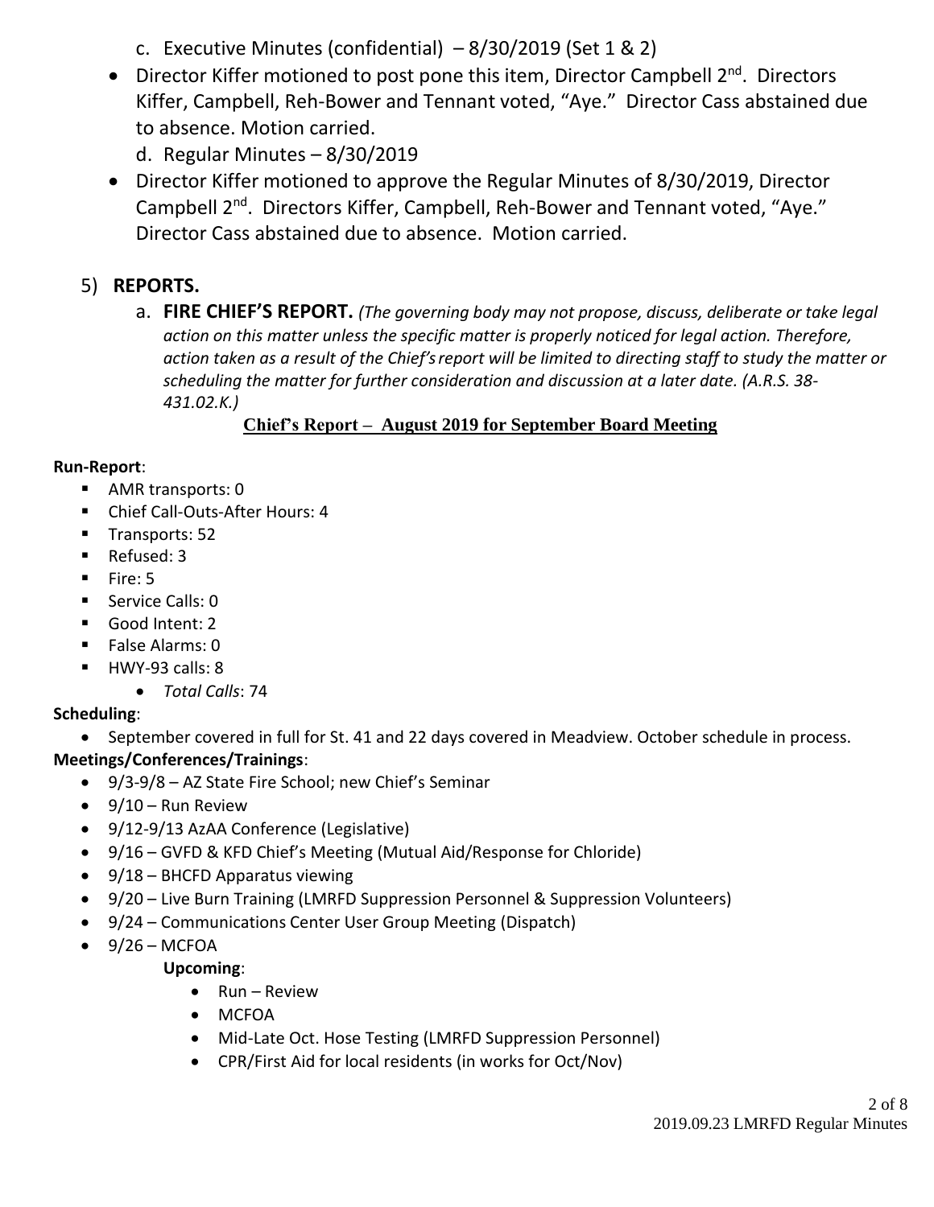c. Executive Minutes (confidential) – 8/30/2019 (Set 1 & 2)

- Director Kiffer motioned to post pone this item, Director Campbell 2nd. Directors Kiffer, Campbell, Reh-Bower and Tennant voted, "Aye." Director Cass abstained due to absence. Motion carried.

d. Regular Minutes – 8/30/2019

- Director Kiffer motioned to approve the Regular Minutes of 8/30/2019, Director Campbell 2nd. Directors Kiffer, Campbell, Reh-Bower and Tennant voted, "Aye." Director Cass abstained due to absence. Motion carried.

5) **REPORTS.**

a. **FIRE CHIEF'S REPORT.** *(The governing body may not propose, discuss, deliberate or take legal action on this matter unless the specific matter is properly noticed for legal action. Therefore, action taken as a result of the Chief's report will be limited to directing staff to study the matter or scheduling the matter for further consideration and discussion at a later date. (A.R.S. 38-431.02.K.)*

**Chief's Report – August 2019 for September Board Meeting**

**Run-Report**:

- AMR transports: 0
- Chief Call-Outs-After Hours: 4
- Transports: 52
- Refused: 3
- Fire: 5
- Service Calls: 0
- Good Intent: 2
- False Alarms: 0
- HWY-93 calls: 8
    - *Total Calls*: 74

**Scheduling**:

- September covered in full for St. 41 and 22 days covered in Meadview. October schedule in process.

**Meetings/Conferences/Trainings**:

- 9/3-9/8 – AZ State Fire School; new Chief's Seminar
- 9/10 – Run Review
- 9/12-9/13 AzAA Conference (Legislative)
- 9/16 – GVFD & KFD Chief's Meeting (Mutual Aid/Response for Chloride)
- 9/18 – BHCFD Apparatus viewing
- 9/20 – Live Burn Training (LMRFD Suppression Personnel & Suppression Volunteers)
- 9/24 – Communications Center User Group Meeting (Dispatch)
- 9/26 – MCFOA

**Upcoming**:

- Run – Review
- MCFOA
- Mid-Late Oct. Hose Testing (LMRFD Suppression Personnel)
- CPR/First Aid for local residents (in works for Oct/Nov)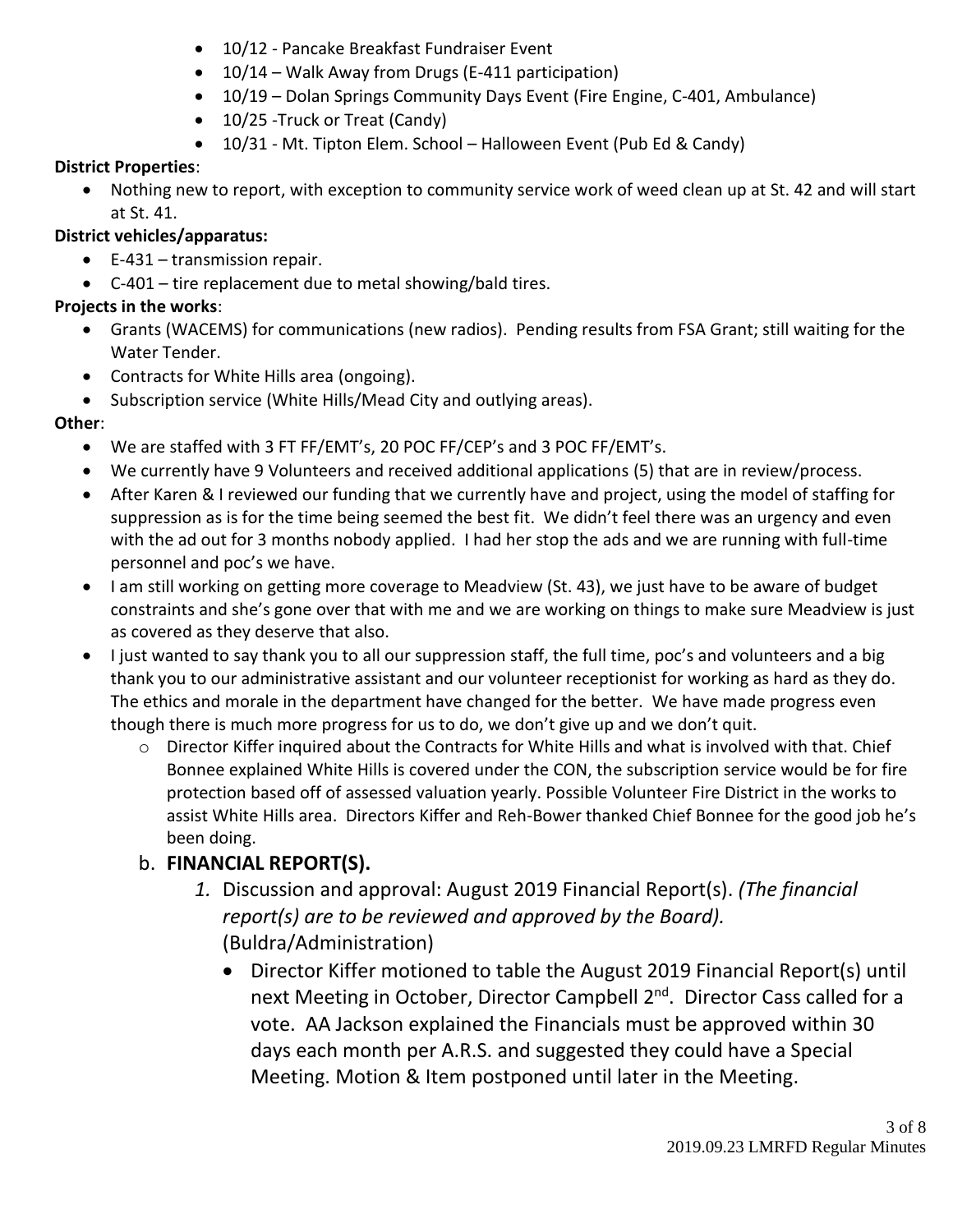- 10/12 - Pancake Breakfast Fundraiser Event
- 10/14 – Walk Away from Drugs (E-411 participation)
- 10/19 – Dolan Springs Community Days Event (Fire Engine, C-401, Ambulance)
- 10/25 -Truck or Treat (Candy)
- 10/31 - Mt. Tipton Elem. School – Halloween Event (Pub Ed & Candy)

**District Properties**:

- Nothing new to report, with exception to community service work of weed clean up at St. 42 and will start at St. 41.

**District vehicles/apparatus:**

- E-431 – transmission repair.
- C-401 – tire replacement due to metal showing/bald tires.

**Projects in the works**:

- Grants (WACEMS) for communications (new radios). Pending results from FSA Grant; still waiting for the Water Tender.
- Contracts for White Hills area (ongoing).
- Subscription service (White Hills/Mead City and outlying areas).

**Other**:

- We are staffed with 3 FT FF/EMT's, 20 POC FF/CEP's and 3 POC FF/EMT's.
- We currently have 9 Volunteers and received additional applications (5) that are in review/process.
- After Karen & I reviewed our funding that we currently have and project, using the model of staffing for suppression as is for the time being seemed the best fit. We didn't feel there was an urgency and even with the ad out for 3 months nobody applied. I had her stop the ads and we are running with full-time personnel and poc's we have.
- I am still working on getting more coverage to Meadview (St. 43), we just have to be aware of budget constraints and she's gone over that with me and we are working on things to make sure Meadview is just as covered as they deserve that also.
- I just wanted to say thank you to all our suppression staff, the full time, poc's and volunteers and a big thank you to our administrative assistant and our volunteer receptionist for working as hard as they do. The ethics and morale in the department have changed for the better. We have made progress even though there is much more progress for us to do, we don't give up and we don't quit.
    - Director Kiffer inquired about the Contracts for White Hills and what is involved with that. Chief Bonnee explained White Hills is covered under the CON, the subscription service would be for fire protection based off of assessed valuation yearly. Possible Volunteer Fire District in the works to assist White Hills area. Directors Kiffer and Reh-Bower thanked Chief Bonnee for the good job he's been doing.

b. **FINANCIAL REPORT(S).**

1. Discussion and approval: August 2019 Financial Report(s). *(The financial report(s) are to be reviewed and approved by the Board).* (Buldra/Administration)
    - Director Kiffer motioned to table the August 2019 Financial Report(s) until next Meeting in October, Director Campbell 2nd. Director Cass called for a vote. AA Jackson explained the Financials must be approved within 30 days each month per A.R.S. and suggested they could have a Special Meeting. Motion & Item postponed until later in the Meeting.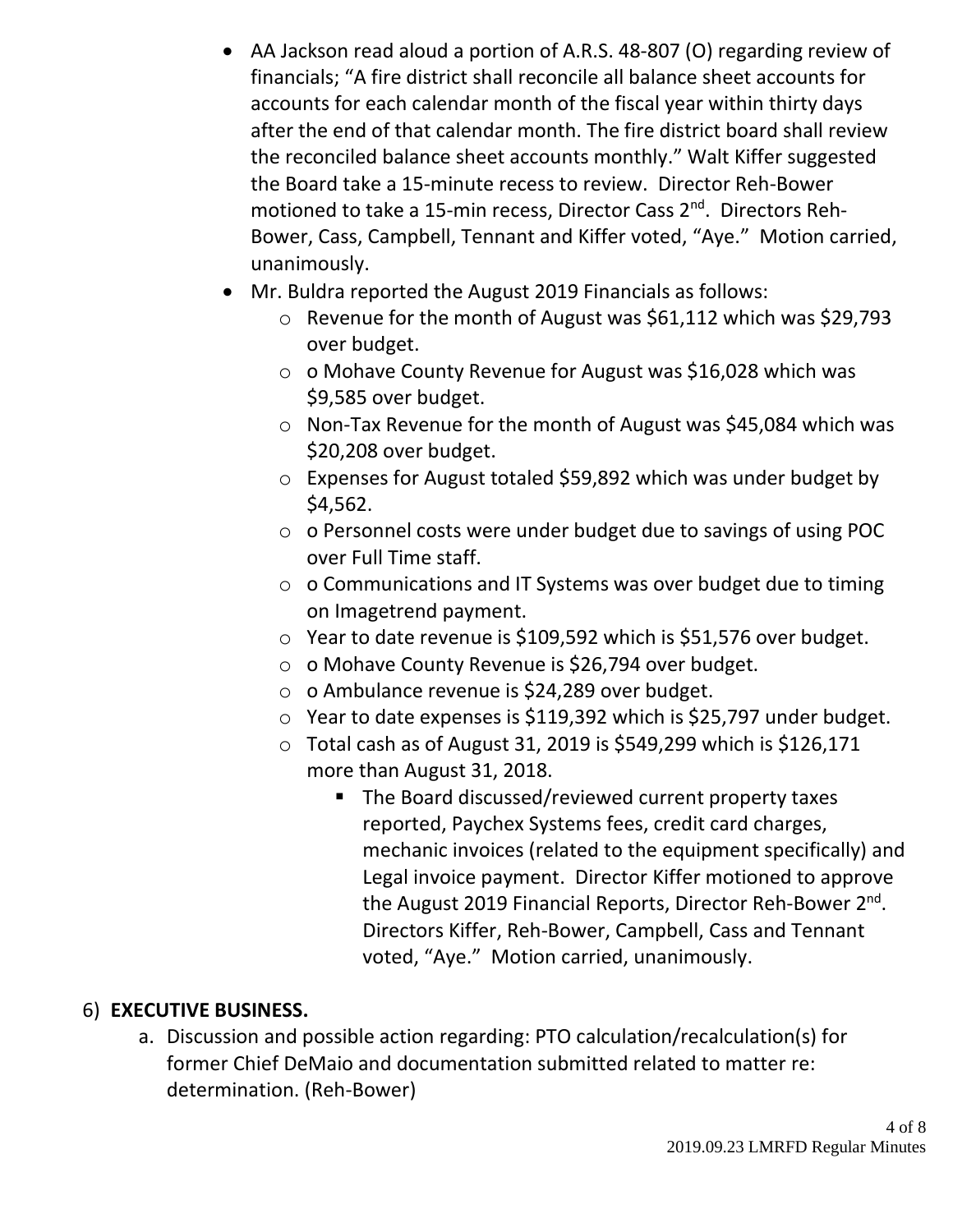- AA Jackson read aloud a portion of A.R.S. 48-807 (O) regarding review of financials; "A fire district shall reconcile all balance sheet accounts for accounts for each calendar month of the fiscal year within thirty days after the end of that calendar month. The fire district board shall review the reconciled balance sheet accounts monthly." Walt Kiffer suggested the Board take a 15-minute recess to review. Director Reh-Bower motioned to take a 15-min recess, Director Cass 2nd. Directors Reh-Bower, Cass, Campbell, Tennant and Kiffer voted, "Aye." Motion carried, unanimously.
- Mr. Buldra reported the August 2019 Financials as follows:
  - Revenue for the month of August was $61,112 which was $29,793 over budget.
  - o Mohave County Revenue for August was $16,028 which was $9,585 over budget.
  - Non-Tax Revenue for the month of August was $45,084 which was $20,208 over budget.
  - Expenses for August totaled $59,892 which was under budget by $4,562.
  - o Personnel costs were under budget due to savings of using POC over Full Time staff.
  - o Communications and IT Systems was over budget due to timing on Imagetrend payment.
  - Year to date revenue is $109,592 which is $51,576 over budget.
  - o Mohave County Revenue is $26,794 over budget.
  - o Ambulance revenue is $24,289 over budget.
  - Year to date expenses is $119,392 which is $25,797 under budget.
  - Total cash as of August 31, 2019 is $549,299 which is $126,171 more than August 31, 2018.
    - The Board discussed/reviewed current property taxes reported, Paychex Systems fees, credit card charges, mechanic invoices (related to the equipment specifically) and Legal invoice payment. Director Kiffer motioned to approve the August 2019 Financial Reports, Director Reh-Bower 2nd. Directors Kiffer, Reh-Bower, Campbell, Cass and Tennant voted, "Aye." Motion carried, unanimously.

6) **EXECUTIVE BUSINESS.**

   a. Discussion and possible action regarding: PTO calculation/recalculation(s) for former Chief DeMaio and documentation submitted related to matter re: determination. (Reh-Bower)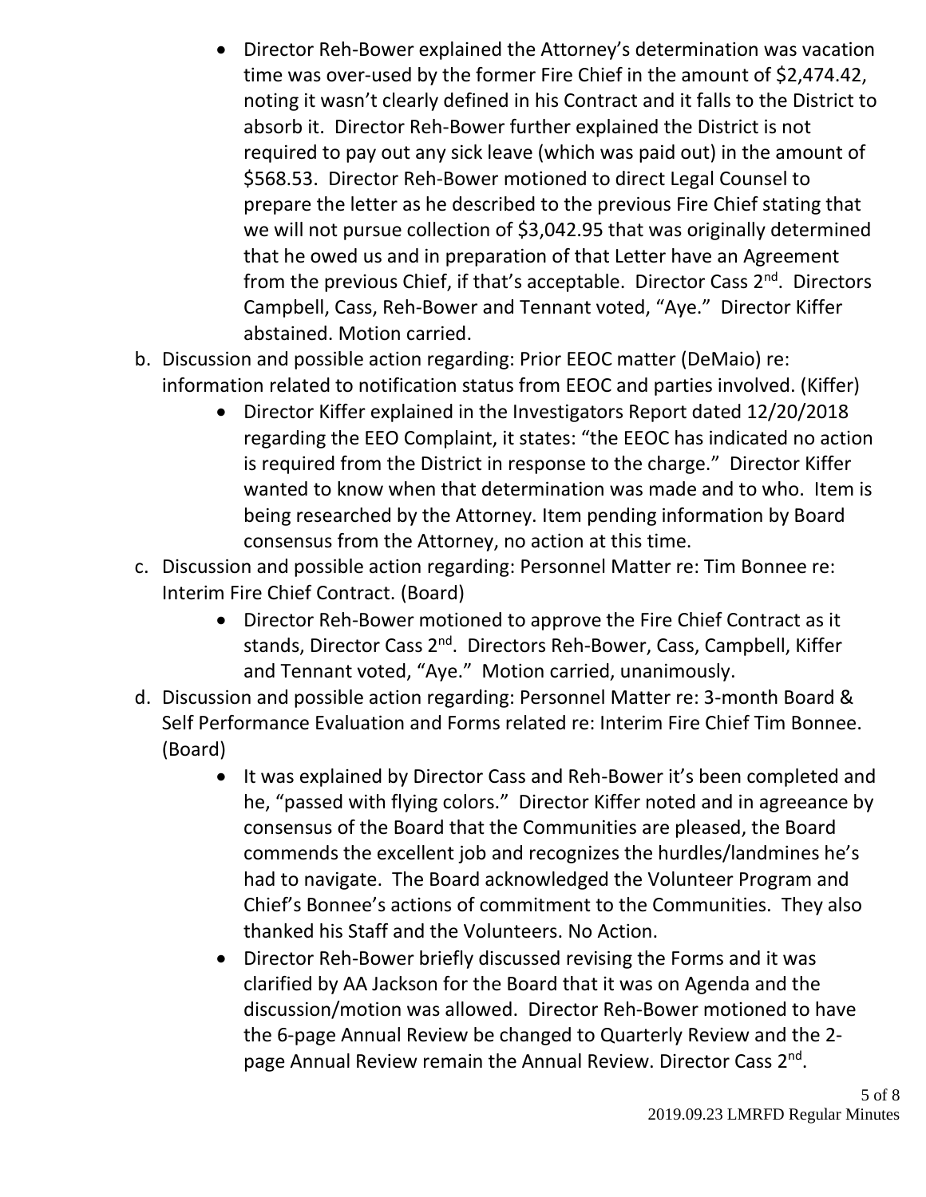- Director Reh-Bower explained the Attorney's determination was vacation time was over-used by the former Fire Chief in the amount of $2,474.42, noting it wasn't clearly defined in his Contract and it falls to the District to absorb it. Director Reh-Bower further explained the District is not required to pay out any sick leave (which was paid out) in the amount of $568.53. Director Reh-Bower motioned to direct Legal Counsel to prepare the letter as he described to the previous Fire Chief stating that we will not pursue collection of $3,042.95 that was originally determined that he owed us and in preparation of that Letter have an Agreement from the previous Chief, if that's acceptable. Director Cass 2nd. Directors Campbell, Cass, Reh-Bower and Tennant voted, "Aye." Director Kiffer abstained. Motion carried.

b. Discussion and possible action regarding: Prior EEOC matter (DeMaio) re: information related to notification status from EEOC and parties involved. (Kiffer)
   - Director Kiffer explained in the Investigators Report dated 12/20/2018 regarding the EEO Complaint, it states: "the EEOC has indicated no action is required from the District in response to the charge." Director Kiffer wanted to know when that determination was made and to who. Item is being researched by the Attorney. Item pending information by Board consensus from the Attorney, no action at this time.

c. Discussion and possible action regarding: Personnel Matter re: Tim Bonnee re: Interim Fire Chief Contract. (Board)
   - Director Reh-Bower motioned to approve the Fire Chief Contract as it stands, Director Cass 2nd. Directors Reh-Bower, Cass, Campbell, Kiffer and Tennant voted, "Aye." Motion carried, unanimously.

d. Discussion and possible action regarding: Personnel Matter re: 3-month Board & Self Performance Evaluation and Forms related re: Interim Fire Chief Tim Bonnee. (Board)
   - It was explained by Director Cass and Reh-Bower it's been completed and he, "passed with flying colors." Director Kiffer noted and in agreeance by consensus of the Board that the Communities are pleased, the Board commends the excellent job and recognizes the hurdles/landmines he's had to navigate. The Board acknowledged the Volunteer Program and Chief's Bonnee's actions of commitment to the Communities. They also thanked his Staff and the Volunteers. No Action.
   - Director Reh-Bower briefly discussed revising the Forms and it was clarified by AA Jackson for the Board that it was on Agenda and the discussion/motion was allowed. Director Reh-Bower motioned to have the 6-page Annual Review be changed to Quarterly Review and the 2-page Annual Review remain the Annual Review. Director Cass 2nd.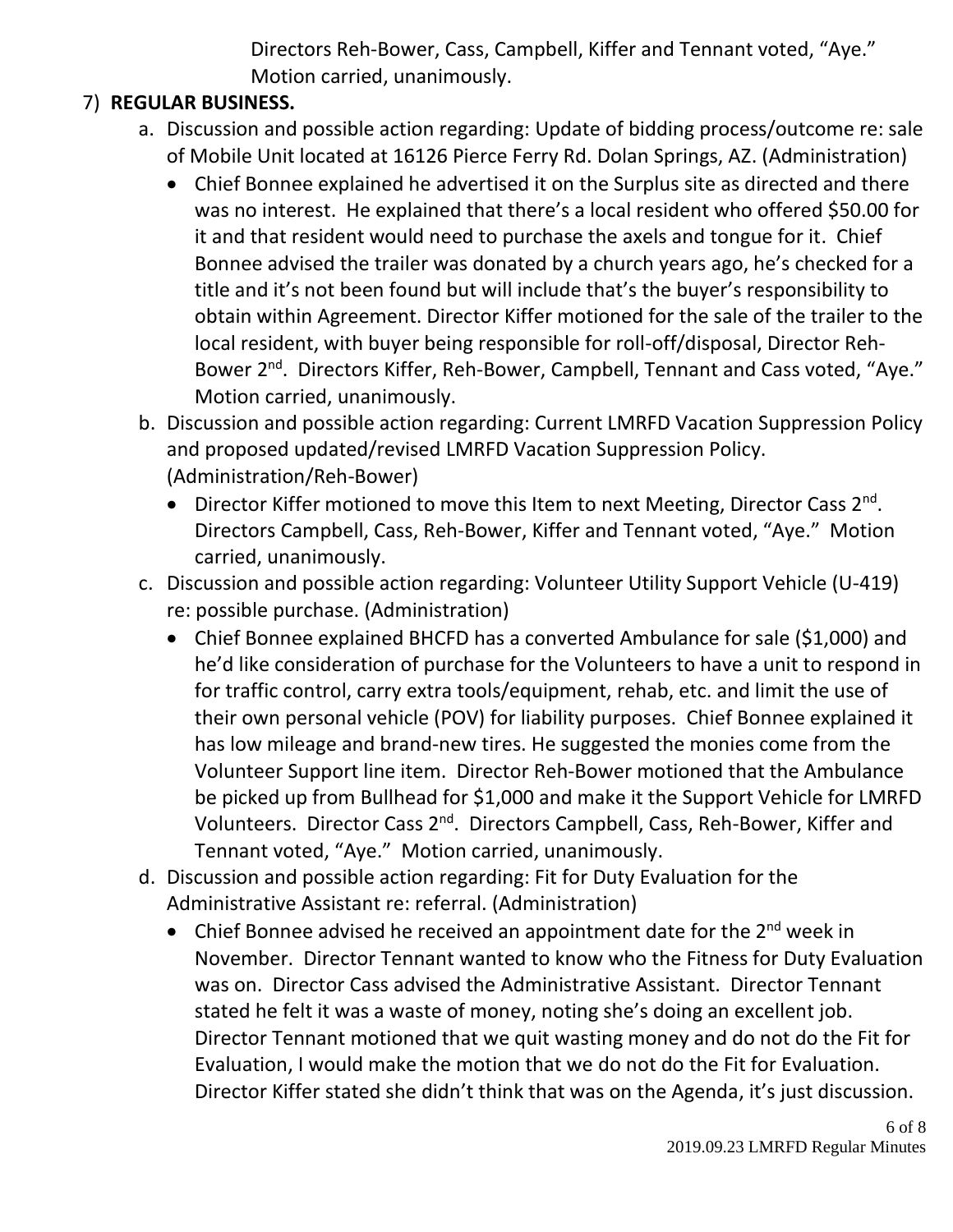Directors Reh-Bower, Cass, Campbell, Kiffer and Tennant voted, "Aye." Motion carried, unanimously.

7) **REGULAR BUSINESS.**

   a. Discussion and possible action regarding: Update of bidding process/outcome re: sale of Mobile Unit located at 16126 Pierce Ferry Rd. Dolan Springs, AZ. (Administration)

      - Chief Bonnee explained he advertised it on the Surplus site as directed and there was no interest. He explained that there's a local resident who offered $50.00 for it and that resident would need to purchase the axels and tongue for it. Chief Bonnee advised the trailer was donated by a church years ago, he's checked for a title and it's not been found but will include that's the buyer's responsibility to obtain within Agreement. Director Kiffer motioned for the sale of the trailer to the local resident, with buyer being responsible for roll-off/disposal, Director Reh-Bower 2nd. Directors Kiffer, Reh-Bower, Campbell, Tennant and Cass voted, "Aye." Motion carried, unanimously.

   b. Discussion and possible action regarding: Current LMRFD Vacation Suppression Policy and proposed updated/revised LMRFD Vacation Suppression Policy. (Administration/Reh-Bower)

      - Director Kiffer motioned to move this Item to next Meeting, Director Cass 2nd. Directors Campbell, Cass, Reh-Bower, Kiffer and Tennant voted, "Aye." Motion carried, unanimously.

   c. Discussion and possible action regarding: Volunteer Utility Support Vehicle (U-419) re: possible purchase. (Administration)

      - Chief Bonnee explained BHCFD has a converted Ambulance for sale ($1,000) and he'd like consideration of purchase for the Volunteers to have a unit to respond in for traffic control, carry extra tools/equipment, rehab, etc. and limit the use of their own personal vehicle (POV) for liability purposes. Chief Bonnee explained it has low mileage and brand-new tires. He suggested the monies come from the Volunteer Support line item. Director Reh-Bower motioned that the Ambulance be picked up from Bullhead for $1,000 and make it the Support Vehicle for LMRFD Volunteers. Director Cass 2nd. Directors Campbell, Cass, Reh-Bower, Kiffer and Tennant voted, "Aye." Motion carried, unanimously.

   d. Discussion and possible action regarding: Fit for Duty Evaluation for the Administrative Assistant re: referral. (Administration)

      - Chief Bonnee advised he received an appointment date for the 2nd week in November. Director Tennant wanted to know who the Fitness for Duty Evaluation was on. Director Cass advised the Administrative Assistant. Director Tennant stated he felt it was a waste of money, noting she's doing an excellent job. Director Tennant motioned that we quit wasting money and do not do the Fit for Evaluation, I would make the motion that we do not do the Fit for Evaluation. Director Kiffer stated she didn't think that was on the Agenda, it's just discussion.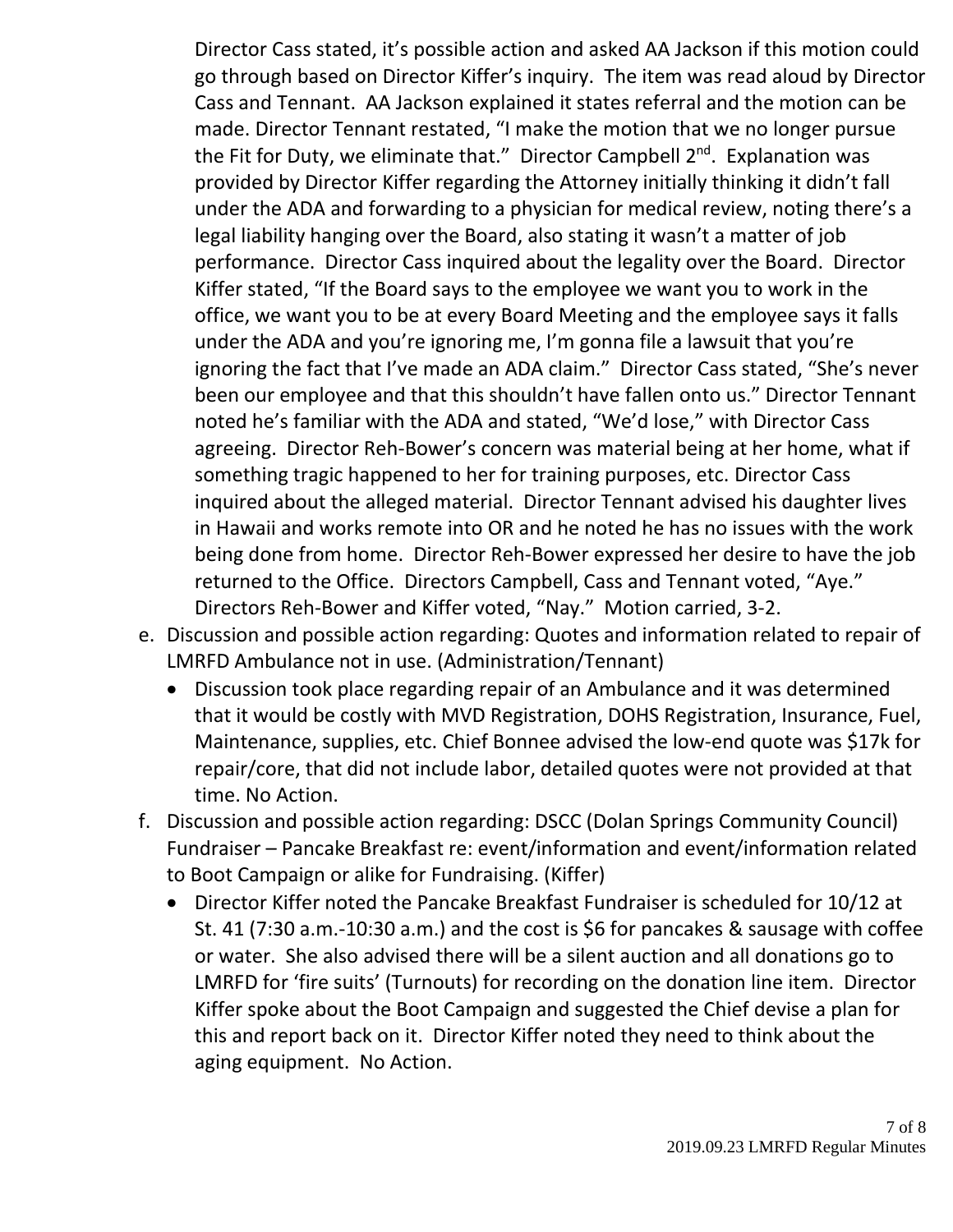Director Cass stated, it's possible action and asked AA Jackson if this motion could go through based on Director Kiffer's inquiry. The item was read aloud by Director Cass and Tennant. AA Jackson explained it states referral and the motion can be made. Director Tennant restated, "I make the motion that we no longer pursue the Fit for Duty, we eliminate that." Director Campbell 2nd. Explanation was provided by Director Kiffer regarding the Attorney initially thinking it didn't fall under the ADA and forwarding to a physician for medical review, noting there's a legal liability hanging over the Board, also stating it wasn't a matter of job performance. Director Cass inquired about the legality over the Board. Director Kiffer stated, "If the Board says to the employee we want you to work in the office, we want you to be at every Board Meeting and the employee says it falls under the ADA and you're ignoring me, I'm gonna file a lawsuit that you're ignoring the fact that I've made an ADA claim." Director Cass stated, "She's never been our employee and that this shouldn't have fallen onto us." Director Tennant noted he's familiar with the ADA and stated, "We'd lose," with Director Cass agreeing. Director Reh-Bower's concern was material being at her home, what if something tragic happened to her for training purposes, etc. Director Cass inquired about the alleged material. Director Tennant advised his daughter lives in Hawaii and works remote into OR and he noted he has no issues with the work being done from home. Director Reh-Bower expressed her desire to have the job returned to the Office. Directors Campbell, Cass and Tennant voted, "Aye." Directors Reh-Bower and Kiffer voted, "Nay." Motion carried, 3-2.

e. Discussion and possible action regarding: Quotes and information related to repair of LMRFD Ambulance not in use. (Administration/Tennant)
   - Discussion took place regarding repair of an Ambulance and it was determined that it would be costly with MVD Registration, DOHS Registration, Insurance, Fuel, Maintenance, supplies, etc. Chief Bonnee advised the low-end quote was $17k for repair/core, that did not include labor, detailed quotes were not provided at that time. No Action.

f. Discussion and possible action regarding: DSCC (Dolan Springs Community Council) Fundraiser – Pancake Breakfast re: event/information and event/information related to Boot Campaign or alike for Fundraising. (Kiffer)
   - Director Kiffer noted the Pancake Breakfast Fundraiser is scheduled for 10/12 at St. 41 (7:30 a.m.-10:30 a.m.) and the cost is $6 for pancakes & sausage with coffee or water. She also advised there will be a silent auction and all donations go to LMRFD for 'fire suits' (Turnouts) for recording on the donation line item. Director Kiffer spoke about the Boot Campaign and suggested the Chief devise a plan for this and report back on it. Director Kiffer noted they need to think about the aging equipment. No Action.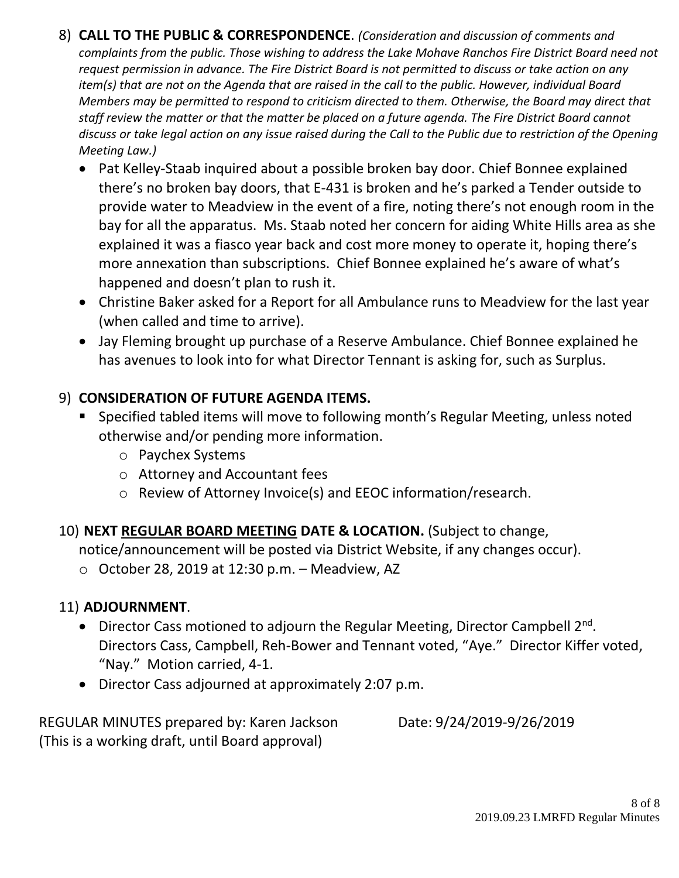8) **CALL TO THE PUBLIC & CORRESPONDENCE**. *(Consideration and discussion of comments and complaints from the public. Those wishing to address the Lake Mohave Ranchos Fire District Board need not request permission in advance. The Fire District Board is not permitted to discuss or take action on any item(s) that are not on the Agenda that are raised in the call to the public. However, individual Board Members may be permitted to respond to criticism directed to them. Otherwise, the Board may direct that staff review the matter or that the matter be placed on a future agenda. The Fire District Board cannot discuss or take legal action on any issue raised during the Call to the Public due to restriction of the Opening Meeting Law.)*

- Pat Kelley-Staab inquired about a possible broken bay door. Chief Bonnee explained there's no broken bay doors, that E-431 is broken and he's parked a Tender outside to provide water to Meadview in the event of a fire, noting there's not enough room in the bay for all the apparatus. Ms. Staab noted her concern for aiding White Hills area as she explained it was a fiasco year back and cost more money to operate it, hoping there's more annexation than subscriptions. Chief Bonnee explained he's aware of what's happened and doesn't plan to rush it.
- Christine Baker asked for a Report for all Ambulance runs to Meadview for the last year (when called and time to arrive).
- Jay Fleming brought up purchase of a Reserve Ambulance. Chief Bonnee explained he has avenues to look into for what Director Tennant is asking for, such as Surplus.

9) **CONSIDERATION OF FUTURE AGENDA ITEMS.**

- Specified tabled items will move to following month's Regular Meeting, unless noted otherwise and/or pending more information.
  - Paychex Systems
  - Attorney and Accountant fees
  - Review of Attorney Invoice(s) and EEOC information/research.

10) **NEXT REGULAR BOARD MEETING DATE & LOCATION.** (Subject to change, notice/announcement will be posted via District Website, if any changes occur).

- October 28, 2019 at 12:30 p.m. – Meadview, AZ

11) **ADJOURNMENT**.

- Director Cass motioned to adjourn the Regular Meeting, Director Campbell 2nd. Directors Cass, Campbell, Reh-Bower and Tennant voted, "Aye." Director Kiffer voted, "Nay." Motion carried, 4-1.
- Director Cass adjourned at approximately 2:07 p.m.

REGULAR MINUTES prepared by: Karen Jackson Date: 9/24/2019-9/26/2019
(This is a working draft, until Board approval)